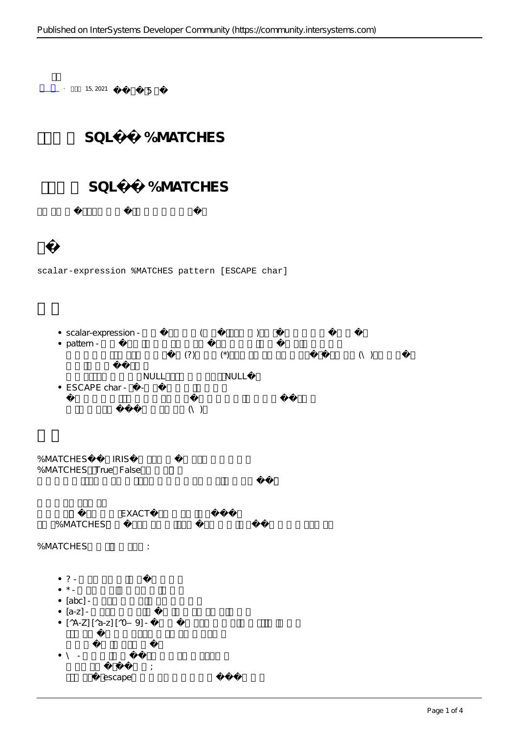15, 2021 5

# SQL %MATCHES

## SQL %MATCHES

## �

```
scalar-expression %MATCHES pattern [ESCAPE char]
```

## 

- scalar-expression - ( ) 
- pattern - (?) (*) (\) 
  NULL NULL
- ESCAPE char - 
  (\)

## 

%MATCHES IRIS 
%MATCHES True False

EXACT
%MATCHES

%MATCHES :

- ? - 
- * - 
- [abc] - 
- [a-z] - 
- [^A-Z] [^a-z] [^0−9] - 
- \ - 
  ;
  escape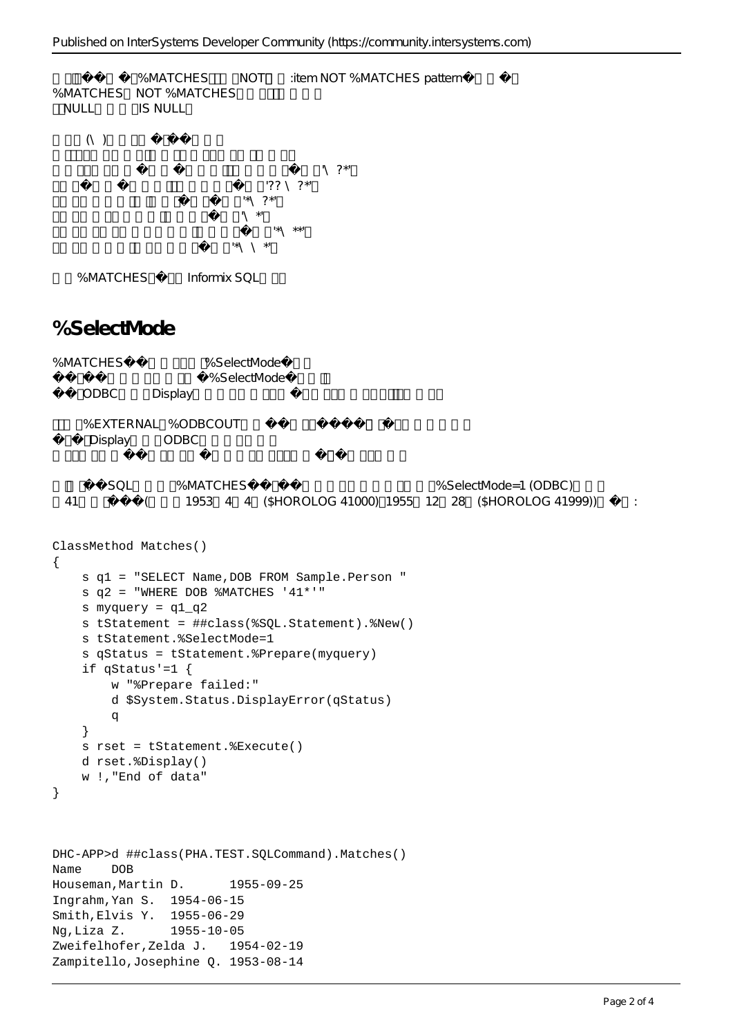%MATCHES NOT :item NOT %MATCHES pattern
%MATCHES NOT %MATCHES
NULL IS NULL

(\ )

'\ ?*'
'?? \ ?*'
'*\ ?*'
'\ *'
'*\ **'
'*\ \ *'

%MATCHES Informix SQL

## %SelectMode

%MATCHES %SelectMode
%SelectMode
ODBC Display

%EXTERNAL %ODBCOUT
Display ODBC

SQL %MATCHES %SelectMode=1 (ODBC)
41 ( 1953 4 4 ($HOROLOG 41000) 1955 12 28 ($HOROLOG 41999)) :

```
ClassMethod Matches()
{
    s q1 = "SELECT Name,DOB FROM Sample.Person "
    s q2 = "WHERE DOB %MATCHES '41*'"
    s myquery = q1_q2
    s tStatement = ##class(%SQL.Statement).%New()
    s tStatement.%SelectMode=1
    s qStatus = tStatement.%Prepare(myquery)
    if qStatus'=1 {
        w "%Prepare failed:"
        d $System.Status.DisplayError(qStatus)
        q
    }
    s rset = tStatement.%Execute()
    d rset.%Display()
    w !,"End of data"
}
```

```
DHC-APP>d ##class(PHA.TEST.SQLCommand).Matches()
Name    DOB
Houseman,Martin D.      1955-09-25
Ingrahm,Yan S.  1954-06-15
Smith,Elvis Y.  1955-06-29
Ng,Liza Z.      1955-10-05
Zweifelhofer,Zelda J.   1954-02-19
Zampitello,Josephine Q. 1953-08-14
```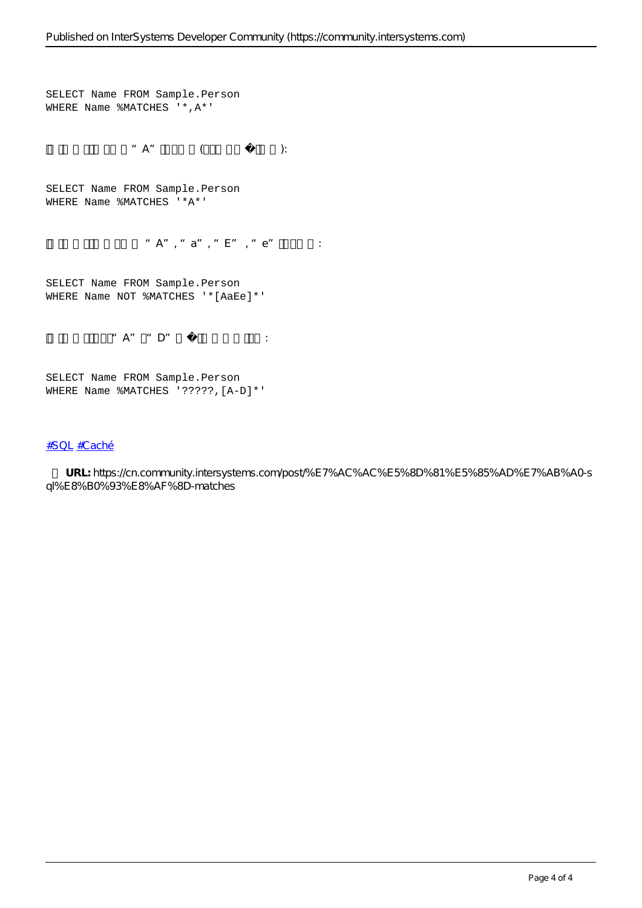```
SELECT Name FROM Sample.Person
WHERE Name %MATCHES '*,A*'
```

□ □□ □ □□□ □□□ □ “ A” □□□□ □ (□□□ □□□ �□□□ □):

```
SELECT Name FROM Sample.Person
WHERE Name %MATCHES '*A*'
```

□ □□ □ □□□ □ □□□ □ “ A” , “ a” , “ E” , “ e” □□□□ □:

```
SELECT Name FROM Sample.Person
WHERE Name NOT %MATCHES '*[AaEe]*'
```

□ □□ □ □□□□“ A” □“ D” □ �□□□ □ □ □□□:

```
SELECT Name FROM Sample.Person
WHERE Name %MATCHES '?????,[A-D]*'
```

#SQL #Caché

**URL:** https://cn.community.intersystems.com/post/%E7%AC%AC%E5%8D%81%E5%85%AD%E7%AB%A0-sql%E8%B0%93%E8%AF%8D-matches